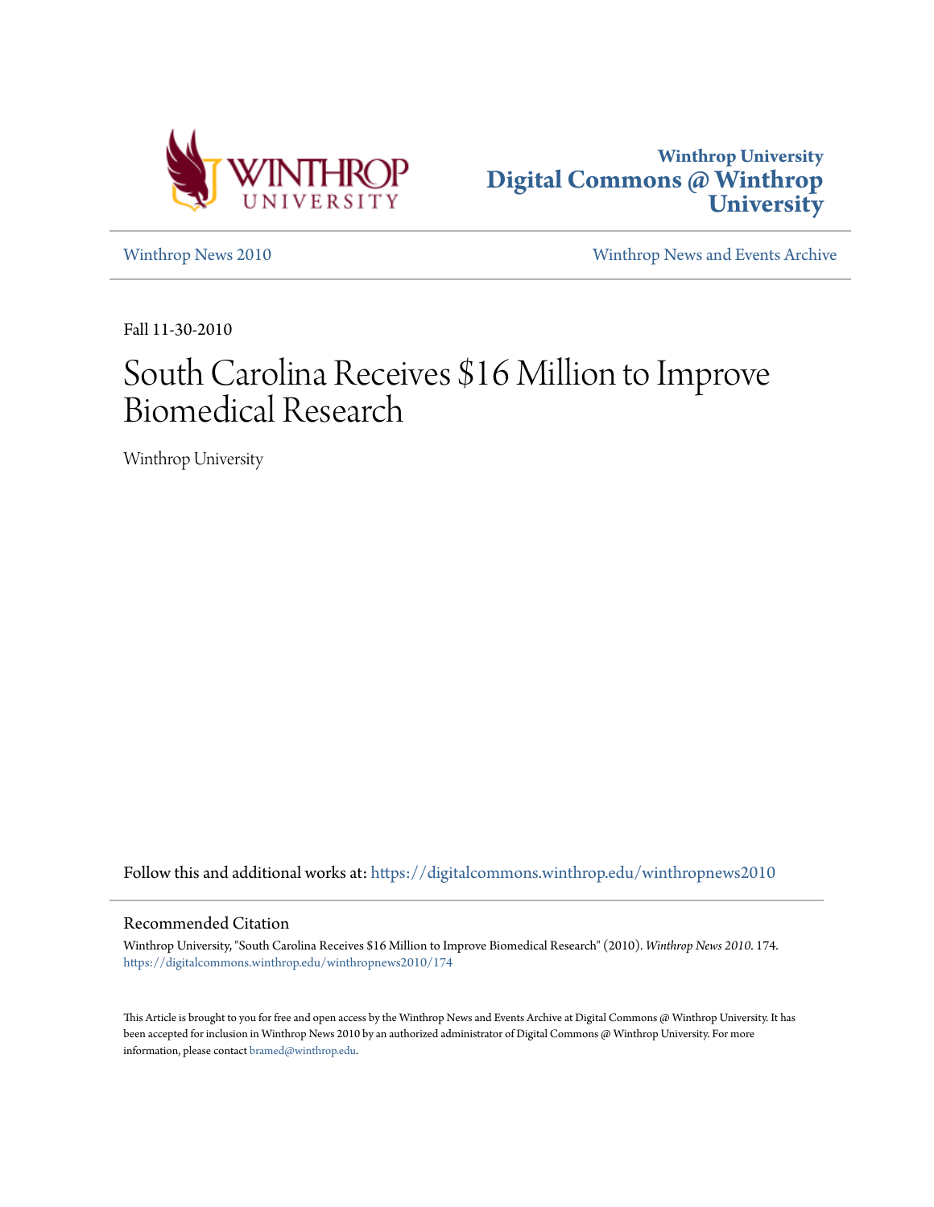Winthrop University
Digital Commons @ Winthrop University

Winthrop News 2010 | Winthrop News and Events Archive

Fall 11-30-2010

# South Carolina Receives $16 Million to Improve Biomedical Research

Winthrop University

Follow this and additional works at: https://digitalcommons.winthrop.edu/winthropnews2010

## Recommended Citation

Winthrop University, "South Carolina Receives $16 Million to Improve Biomedical Research" (2010). *Winthrop News 2010*. 174.
https://digitalcommons.winthrop.edu/winthropnews2010/174

This Article is brought to you for free and open access by the Winthrop News and Events Archive at Digital Commons @ Winthrop University. It has been accepted for inclusion in Winthrop News 2010 by an authorized administrator of Digital Commons @ Winthrop University. For more information, please contact bramed@winthrop.edu.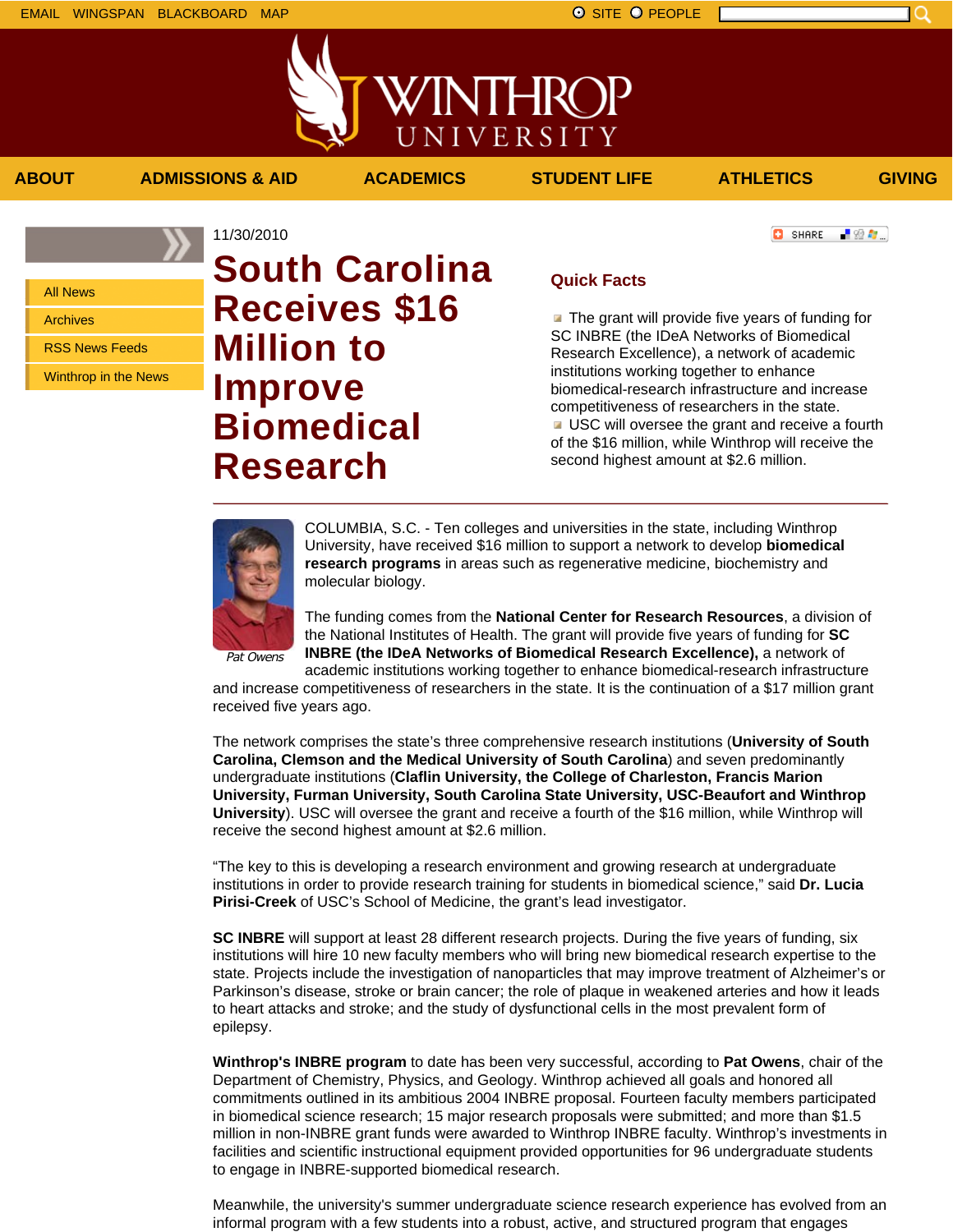11/30/2010

# South Carolina Receives $16 Million to Improve Biomedical Research

## Quick Facts

- The grant will provide five years of funding for SC INBRE (the IDeA Networks of Biomedical Research Excellence), a network of academic institutions working together to enhance biomedical-research infrastructure and increase competitiveness of researchers in the state.
- USC will oversee the grant and receive a fourth of the $16 million, while Winthrop will receive the second highest amount at $2.6 million.

---

*Pat Owens*

COLUMBIA, S.C. - Ten colleges and universities in the state, including Winthrop University, have received $16 million to support a network to develop **biomedical research programs** in areas such as regenerative medicine, biochemistry and molecular biology.

The funding comes from the **National Center for Research Resources**, a division of the National Institutes of Health. The grant will provide five years of funding for **SC INBRE (the IDeA Networks of Biomedical Research Excellence),** a network of academic institutions working together to enhance biomedical-research infrastructure and increase competitiveness of researchers in the state. It is the continuation of a $17 million grant received five years ago.

The network comprises the state's three comprehensive research institutions (**University of South Carolina, Clemson and the Medical University of South Carolina**) and seven predominantly undergraduate institutions (**Claflin University, the College of Charleston, Francis Marion University, Furman University, South Carolina State University, USC-Beaufort and Winthrop University**). USC will oversee the grant and receive a fourth of the $16 million, while Winthrop will receive the second highest amount at $2.6 million.

"The key to this is developing a research environment and growing research at undergraduate institutions in order to provide research training for students in biomedical science," said **Dr. Lucia Pirisi-Creek** of USC's School of Medicine, the grant's lead investigator.

**SC INBRE** will support at least 28 different research projects. During the five years of funding, six institutions will hire 10 new faculty members who will bring new biomedical research expertise to the state. Projects include the investigation of nanoparticles that may improve treatment of Alzheimer's or Parkinson's disease, stroke or brain cancer; the role of plaque in weakened arteries and how it leads to heart attacks and stroke; and the study of dysfunctional cells in the most prevalent form of epilepsy.

**Winthrop's INBRE program** to date has been very successful, according to **Pat Owens**, chair of the Department of Chemistry, Physics, and Geology. Winthrop achieved all goals and honored all commitments outlined in its ambitious 2004 INBRE proposal. Fourteen faculty members participated in biomedical science research; 15 major research proposals were submitted; and more than $1.5 million in non-INBRE grant funds were awarded to Winthrop INBRE faculty. Winthrop's investments in facilities and scientific instructional equipment provided opportunities for 96 undergraduate students to engage in INBRE-supported biomedical research.

Meanwhile, the university's summer undergraduate science research experience has evolved from an informal program with a few students into a robust, active, and structured program that engages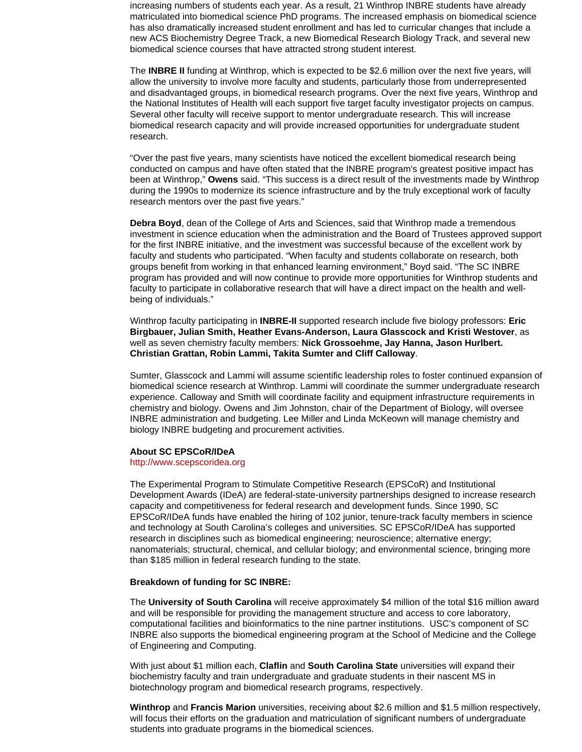increasing numbers of students each year. As a result, 21 Winthrop INBRE students have already matriculated into biomedical science PhD programs. The increased emphasis on biomedical science has also dramatically increased student enrollment and has led to curricular changes that include a new ACS Biochemistry Degree Track, a new Biomedical Research Biology Track, and several new biomedical science courses that have attracted strong student interest.

The **INBRE II** funding at Winthrop, which is expected to be $2.6 million over the next five years, will allow the university to involve more faculty and students, particularly those from underrepresented and disadvantaged groups, in biomedical research programs. Over the next five years, Winthrop and the National Institutes of Health will each support five target faculty investigator projects on campus. Several other faculty will receive support to mentor undergraduate research. This will increase biomedical research capacity and will provide increased opportunities for undergraduate student research.

"Over the past five years, many scientists have noticed the excellent biomedical research being conducted on campus and have often stated that the INBRE program's greatest positive impact has been at Winthrop," **Owens** said. "This success is a direct result of the investments made by Winthrop during the 1990s to modernize its science infrastructure and by the truly exceptional work of faculty research mentors over the past five years."

**Debra Boyd**, dean of the College of Arts and Sciences, said that Winthrop made a tremendous investment in science education when the administration and the Board of Trustees approved support for the first INBRE initiative, and the investment was successful because of the excellent work by faculty and students who participated. "When faculty and students collaborate on research, both groups benefit from working in that enhanced learning environment," Boyd said. "The SC INBRE program has provided and will now continue to provide more opportunities for Winthrop students and faculty to participate in collaborative research that will have a direct impact on the health and well-being of individuals."

Winthrop faculty participating in **INBRE-II** supported research include five biology professors: **Eric Birgbauer, Julian Smith, Heather Evans-Anderson, Laura Glasscock and Kristi Westover**, as well as seven chemistry faculty members: **Nick Grossoehme, Jay Hanna, Jason Hurlbert. Christian Grattan, Robin Lammi, Takita Sumter and Cliff Calloway**.

Sumter, Glasscock and Lammi will assume scientific leadership roles to foster continued expansion of biomedical science research at Winthrop. Lammi will coordinate the summer undergraduate research experience. Calloway and Smith will coordinate facility and equipment infrastructure requirements in chemistry and biology. Owens and Jim Johnston, chair of the Department of Biology, will oversee INBRE administration and budgeting. Lee Miller and Linda McKeown will manage chemistry and biology INBRE budgeting and procurement activities.

**About SC EPSCoR/IDeA**
http://www.scepscoridea.org

The Experimental Program to Stimulate Competitive Research (EPSCoR) and Institutional Development Awards (IDeA) are federal-state-university partnerships designed to increase research capacity and competitiveness for federal research and development funds. Since 1990, SC EPSCoR/IDeA funds have enabled the hiring of 102 junior, tenure-track faculty members in science and technology at South Carolina's colleges and universities. SC EPSCoR/IDeA has supported research in disciplines such as biomedical engineering; neuroscience; alternative energy; nanomaterials; structural, chemical, and cellular biology; and environmental science, bringing more than $185 million in federal research funding to the state.

**Breakdown of funding for SC INBRE:**

The **University of South Carolina** will receive approximately $4 million of the total $16 million award and will be responsible for providing the management structure and access to core laboratory, computational facilities and bioinformatics to the nine partner institutions. USC's component of SC INBRE also supports the biomedical engineering program at the School of Medicine and the College of Engineering and Computing.

With just about $1 million each, **Claflin** and **South Carolina State** universities will expand their biochemistry faculty and train undergraduate and graduate students in their nascent MS in biotechnology program and biomedical research programs, respectively.

**Winthrop** and **Francis Marion** universities, receiving about $2.6 million and $1.5 million respectively, will focus their efforts on the graduation and matriculation of significant numbers of undergraduate students into graduate programs in the biomedical sciences.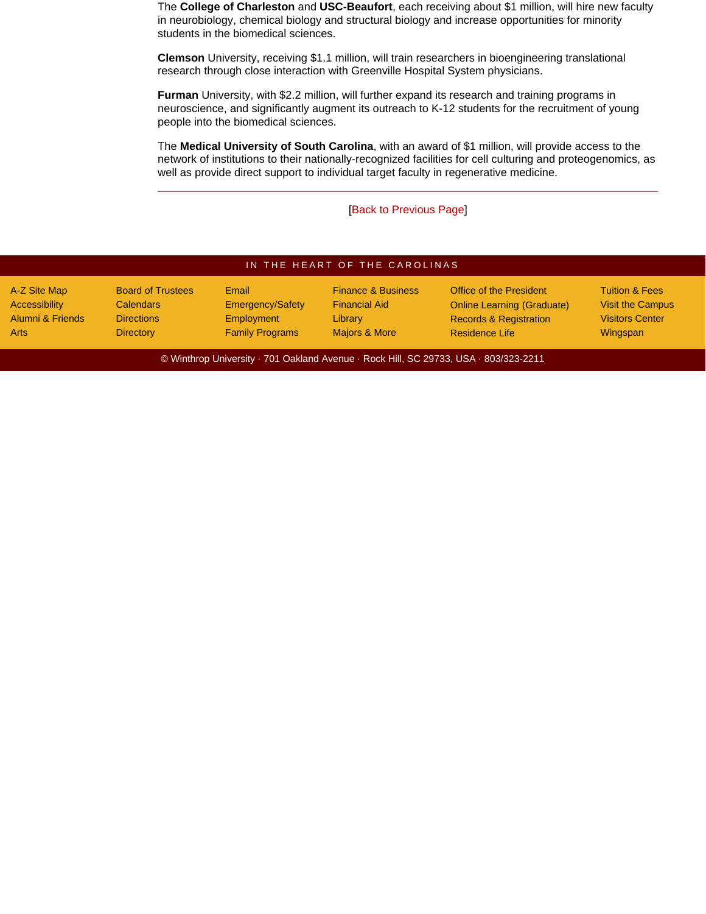The **College of Charleston** and **USC-Beaufort**, each receiving about $1 million, will hire new faculty in neurobiology, chemical biology and structural biology and increase opportunities for minority students in the biomedical sciences.

**Clemson** University, receiving $1.1 million, will train researchers in bioengineering translational research through close interaction with Greenville Hospital System physicians.

**Furman** University, with $2.2 million, will further expand its research and training programs in neuroscience, and significantly augment its outreach to K-12 students for the recruitment of young people into the biomedical sciences.

The **Medical University of South Carolina**, with an award of $1 million, will provide access to the network of institutions to their nationally-recognized facilities for cell culturing and proteogenomics, as well as provide direct support to individual target faculty in regenerative medicine.

---

[Back to Previous Page]

IN THE HEART OF THE CAROLINAS

A-Z Site Map
Accessibility
Alumni & Friends
Arts
Board of Trustees
Calendars
Directions
Directory
Email
Emergency/Safety
Employment
Family Programs
Finance & Business
Financial Aid
Library
Majors & More
Office of the President
Online Learning (Graduate)
Records & Registration
Residence Life
Tuition & Fees
Visit the Campus
Visitors Center
Wingspan

© Winthrop University · 701 Oakland Avenue · Rock Hill, SC 29733, USA · 803/323-2211